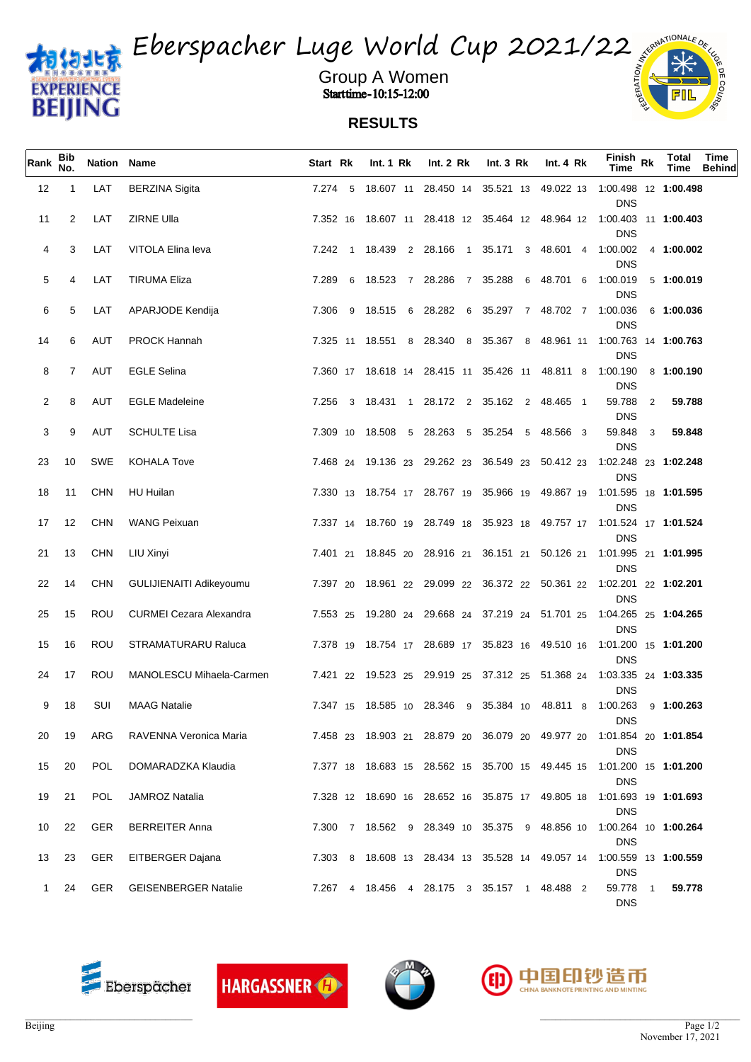# Eberspacher Luge World Cup 2021/22

## Group A Women

Starttime-10:15-12:00

## RESULTS

| Rank | Bib No. | Nation | Name | Start | Rk | Int. 1 | Rk | Int. 2 | Rk | Int. 3 | Rk | Int. 4 | Rk | Finish Time | Rk | Total Time | Time Behind |
|---|---|---|---|---|---|---|---|---|---|---|---|---|---|---|---|---|---|
| 12 | 1 | LAT | BERZINA Sigita | 7.274 | 5 | 18.607 | 11 | 28.450 | 14 | 35.521 | 13 | 49.022 | 13 | 1:00.498 DNS | 12 | 1:00.498 | |
| 11 | 2 | LAT | ZIRNE Ulla | 7.352 | 16 | 18.607 | 11 | 28.418 | 12 | 35.464 | 12 | 48.964 | 12 | 1:00.403 DNS | 11 | 1:00.403 | |
| 4 | 3 | LAT | VITOLA Elina Ieva | 7.242 | 1 | 18.439 | 2 | 28.166 | 1 | 35.171 | 3 | 48.601 | 4 | 1:00.002 DNS | 4 | 1:00.002 | |
| 5 | 4 | LAT | TIRUMA Eliza | 7.289 | 6 | 18.523 | 7 | 28.286 | 7 | 35.288 | 6 | 48.701 | 6 | 1:00.019 DNS | 5 | 1:00.019 | |
| 6 | 5 | LAT | APARJODE Kendija | 7.306 | 9 | 18.515 | 6 | 28.282 | 6 | 35.297 | 7 | 48.702 | 7 | 1:00.036 DNS | 6 | 1:00.036 | |
| 14 | 6 | AUT | PROCK Hannah | 7.325 | 11 | 18.551 | 8 | 28.340 | 8 | 35.367 | 8 | 48.961 | 11 | 1:00.763 DNS | 14 | 1:00.763 | |
| 8 | 7 | AUT | EGLE Selina | 7.360 | 17 | 18.618 | 14 | 28.415 | 11 | 35.426 | 11 | 48.811 | 8 | 1:00.190 DNS | 8 | 1:00.190 | |
| 2 | 8 | AUT | EGLE Madeleine | 7.256 | 3 | 18.431 | 1 | 28.172 | 2 | 35.162 | 2 | 48.465 | 1 | 59.788 DNS | 2 | 59.788 | |
| 3 | 9 | AUT | SCHULTE Lisa | 7.309 | 10 | 18.508 | 5 | 28.263 | 5 | 35.254 | 5 | 48.566 | 3 | 59.848 DNS | 3 | 59.848 | |
| 23 | 10 | SWE | KOHALA Tove | 7.468 | 24 | 19.136 | 23 | 29.262 | 23 | 36.549 | 23 | 50.412 | 23 | 1:02.248 DNS | 23 | 1:02.248 | |
| 18 | 11 | CHN | HU Huilan | 7.330 | 13 | 18.754 | 17 | 28.767 | 19 | 35.966 | 19 | 49.867 | 19 | 1:01.595 DNS | 18 | 1:01.595 | |
| 17 | 12 | CHN | WANG Peixuan | 7.337 | 14 | 18.760 | 19 | 28.749 | 18 | 35.923 | 18 | 49.757 | 17 | 1:01.524 DNS | 17 | 1:01.524 | |
| 21 | 13 | CHN | LIU Xinyi | 7.401 | 21 | 18.845 | 20 | 28.916 | 21 | 36.151 | 21 | 50.126 | 21 | 1:01.995 DNS | 21 | 1:01.995 | |
| 22 | 14 | CHN | GULIJIENAITI Adikeyoumu | 7.397 | 20 | 18.961 | 22 | 29.099 | 22 | 36.372 | 22 | 50.361 | 22 | 1:02.201 DNS | 22 | 1:02.201 | |
| 25 | 15 | ROU | CURMEI Cezara Alexandra | 7.553 | 25 | 19.280 | 24 | 29.668 | 24 | 37.219 | 24 | 51.701 | 25 | 1:04.265 DNS | 25 | 1:04.265 | |
| 15 | 16 | ROU | STRAMATURARU Raluca | 7.378 | 19 | 18.754 | 17 | 28.689 | 17 | 35.823 | 16 | 49.510 | 16 | 1:01.200 DNS | 15 | 1:01.200 | |
| 24 | 17 | ROU | MANOLESCU Mihaela-Carmen | 7.421 | 22 | 19.523 | 25 | 29.919 | 25 | 37.312 | 25 | 51.368 | 24 | 1:03.335 DNS | 24 | 1:03.335 | |
| 9 | 18 | SUI | MAAG Natalie | 7.347 | 15 | 18.585 | 10 | 28.346 | 9 | 35.384 | 10 | 48.811 | 8 | 1:00.263 DNS | 9 | 1:00.263 | |
| 20 | 19 | ARG | RAVENNA Veronica Maria | 7.458 | 23 | 18.903 | 21 | 28.879 | 20 | 36.079 | 20 | 49.977 | 20 | 1:01.854 DNS | 20 | 1:01.854 | |
| 15 | 20 | POL | DOMARADZKA Klaudia | 7.377 | 18 | 18.683 | 15 | 28.562 | 15 | 35.700 | 15 | 49.445 | 15 | 1:01.200 DNS | 15 | 1:01.200 | |
| 19 | 21 | POL | JAMROZ Natalia | 7.328 | 12 | 18.690 | 16 | 28.652 | 16 | 35.875 | 17 | 49.805 | 18 | 1:01.693 DNS | 19 | 1:01.693 | |
| 10 | 22 | GER | BERREITER Anna | 7.300 | 7 | 18.562 | 9 | 28.349 | 10 | 35.375 | 9 | 48.856 | 10 | 1:00.264 DNS | 10 | 1:00.264 | |
| 13 | 23 | GER | EITBERGER Dajana | 7.303 | 8 | 18.608 | 13 | 28.434 | 13 | 35.528 | 14 | 49.057 | 14 | 1:00.559 DNS | 13 | 1:00.559 | |
| 1 | 24 | GER | GEISENBERGER Natalie | 7.267 | 4 | 18.456 | 4 | 28.175 | 3 | 35.157 | 1 | 48.488 | 2 | 59.778 DNS | 1 | 59.778 | |

Beijing

November 17, 2021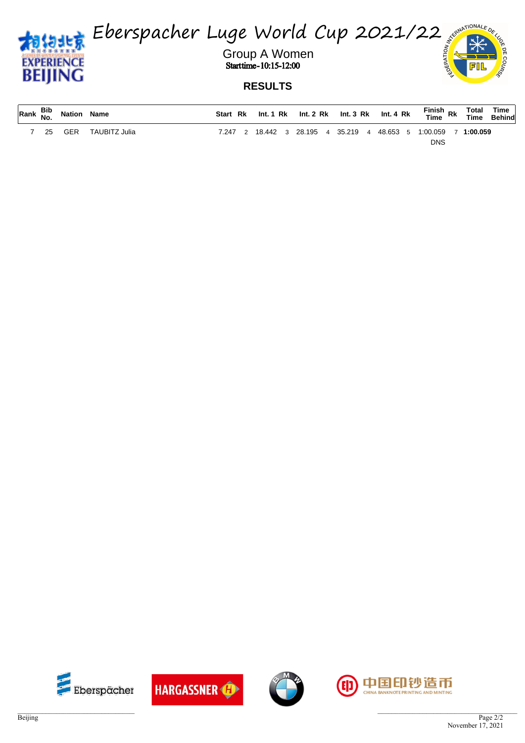# Eberspacher Luge World Cup 2021/22

Group A Women

Starttime-10:15-12:00

## RESULTS

| Rank | Bib No. | Nation | Name | Start | Rk | Int. 1 | Rk | Int. 2 | Rk | Int. 3 | Rk | Int. 4 | Rk | Finish Time | Rk | Total Time | Time Behind |
|---|---|---|---|---|---|---|---|---|---|---|---|---|---|---|---|---|---|
| 7 | 25 | GER | TAUBITZ Julia | 7.247 | 2 | 18.442 | 3 | 28.195 | 4 | 35.219 | 4 | 48.653 | 5 | 1:00.059 | 7 | **1:00.059** | |
| | | | | | | | | | | | | | | DNS | | | |

Beijing

November 17, 2021